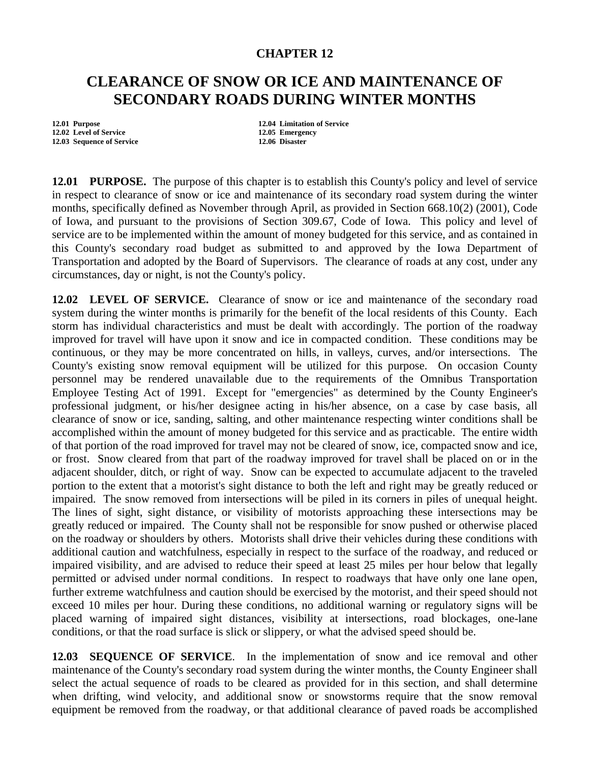# CHAPTER 12

# CLEARANCE OF SNOW OR ICE AND MAINTENANCE OF SECONDARY ROADS DURING WINTER MONTHS

**12.01 Purpose**
**12.02 Level of Service**
**12.03 Sequence of Service**
**12.04 Limitation of Service**
**12.05 Emergency**
**12.06 Disaster**

**12.01 PURPOSE.** The purpose of this chapter is to establish this County's policy and level of service in respect to clearance of snow or ice and maintenance of its secondary road system during the winter months, specifically defined as November through April, as provided in Section 668.10(2) (2001), Code of Iowa, and pursuant to the provisions of Section 309.67, Code of Iowa. This policy and level of service are to be implemented within the amount of money budgeted for this service, and as contained in this County's secondary road budget as submitted to and approved by the Iowa Department of Transportation and adopted by the Board of Supervisors. The clearance of roads at any cost, under any circumstances, day or night, is not the County's policy.

**12.02 LEVEL OF SERVICE.** Clearance of snow or ice and maintenance of the secondary road system during the winter months is primarily for the benefit of the local residents of this County. Each storm has individual characteristics and must be dealt with accordingly. The portion of the roadway improved for travel will have upon it snow and ice in compacted condition. These conditions may be continuous, or they may be more concentrated on hills, in valleys, curves, and/or intersections. The County's existing snow removal equipment will be utilized for this purpose. On occasion County personnel may be rendered unavailable due to the requirements of the Omnibus Transportation Employee Testing Act of 1991. Except for "emergencies" as determined by the County Engineer's professional judgment, or his/her designee acting in his/her absence, on a case by case basis, all clearance of snow or ice, sanding, salting, and other maintenance respecting winter conditions shall be accomplished within the amount of money budgeted for this service and as practicable. The entire width of that portion of the road improved for travel may not be cleared of snow, ice, compacted snow and ice, or frost. Snow cleared from that part of the roadway improved for travel shall be placed on or in the adjacent shoulder, ditch, or right of way. Snow can be expected to accumulate adjacent to the traveled portion to the extent that a motorist's sight distance to both the left and right may be greatly reduced or impaired. The snow removed from intersections will be piled in its corners in piles of unequal height. The lines of sight, sight distance, or visibility of motorists approaching these intersections may be greatly reduced or impaired. The County shall not be responsible for snow pushed or otherwise placed on the roadway or shoulders by others. Motorists shall drive their vehicles during these conditions with additional caution and watchfulness, especially in respect to the surface of the roadway, and reduced or impaired visibility, and are advised to reduce their speed at least 25 miles per hour below that legally permitted or advised under normal conditions. In respect to roadways that have only one lane open, further extreme watchfulness and caution should be exercised by the motorist, and their speed should not exceed 10 miles per hour. During these conditions, no additional warning or regulatory signs will be placed warning of impaired sight distances, visibility at intersections, road blockages, one-lane conditions, or that the road surface is slick or slippery, or what the advised speed should be.

**12.03 SEQUENCE OF SERVICE**. In the implementation of snow and ice removal and other maintenance of the County's secondary road system during the winter months, the County Engineer shall select the actual sequence of roads to be cleared as provided for in this section, and shall determine when drifting, wind velocity, and additional snow or snowstorms require that the snow removal equipment be removed from the roadway, or that additional clearance of paved roads be accomplished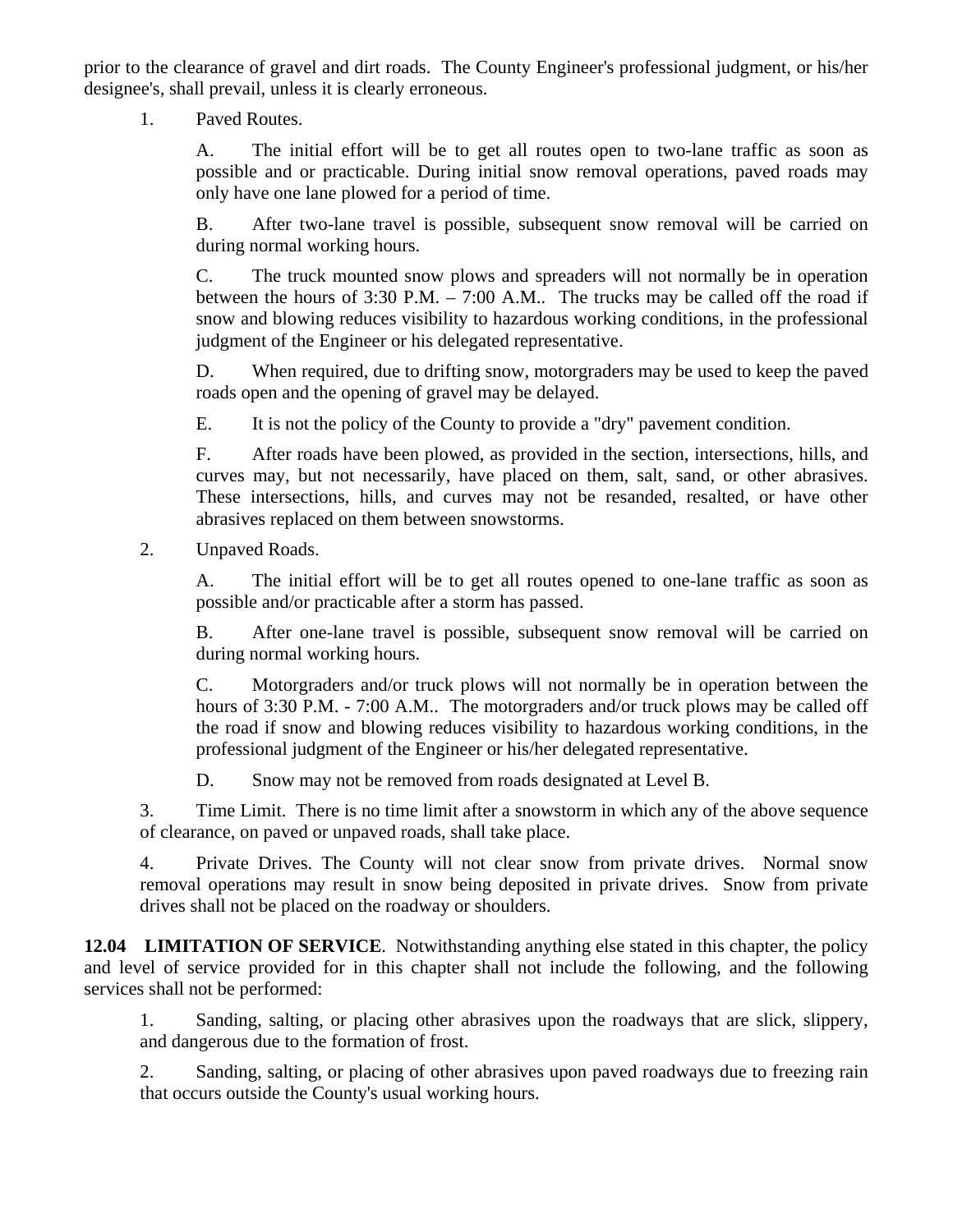prior to the clearance of gravel and dirt roads. The County Engineer's professional judgment, or his/her designee's, shall prevail, unless it is clearly erroneous.

1. Paved Routes.

   A. The initial effort will be to get all routes open to two-lane traffic as soon as possible and or practicable. During initial snow removal operations, paved roads may only have one lane plowed for a period of time.

   B. After two-lane travel is possible, subsequent snow removal will be carried on during normal working hours.

   C. The truck mounted snow plows and spreaders will not normally be in operation between the hours of 3:30 P.M. – 7:00 A.M.. The trucks may be called off the road if snow and blowing reduces visibility to hazardous working conditions, in the professional judgment of the Engineer or his delegated representative.

   D. When required, due to drifting snow, motorgraders may be used to keep the paved roads open and the opening of gravel may be delayed.

   E. It is not the policy of the County to provide a "dry" pavement condition.

   F. After roads have been plowed, as provided in the section, intersections, hills, and curves may, but not necessarily, have placed on them, salt, sand, or other abrasives. These intersections, hills, and curves may not be resanded, resalted, or have other abrasives replaced on them between snowstorms.

2. Unpaved Roads.

   A. The initial effort will be to get all routes opened to one-lane traffic as soon as possible and/or practicable after a storm has passed.

   B. After one-lane travel is possible, subsequent snow removal will be carried on during normal working hours.

   C. Motorgraders and/or truck plows will not normally be in operation between the hours of 3:30 P.M. - 7:00 A.M.. The motorgraders and/or truck plows may be called off the road if snow and blowing reduces visibility to hazardous working conditions, in the professional judgment of the Engineer or his/her delegated representative.

   D. Snow may not be removed from roads designated at Level B.

3. Time Limit. There is no time limit after a snowstorm in which any of the above sequence of clearance, on paved or unpaved roads, shall take place.

4. Private Drives. The County will not clear snow from private drives. Normal snow removal operations may result in snow being deposited in private drives. Snow from private drives shall not be placed on the roadway or shoulders.

**12.04 LIMITATION OF SERVICE**. Notwithstanding anything else stated in this chapter, the policy and level of service provided for in this chapter shall not include the following, and the following services shall not be performed:

1. Sanding, salting, or placing other abrasives upon the roadways that are slick, slippery, and dangerous due to the formation of frost.

2. Sanding, salting, or placing of other abrasives upon paved roadways due to freezing rain that occurs outside the County's usual working hours.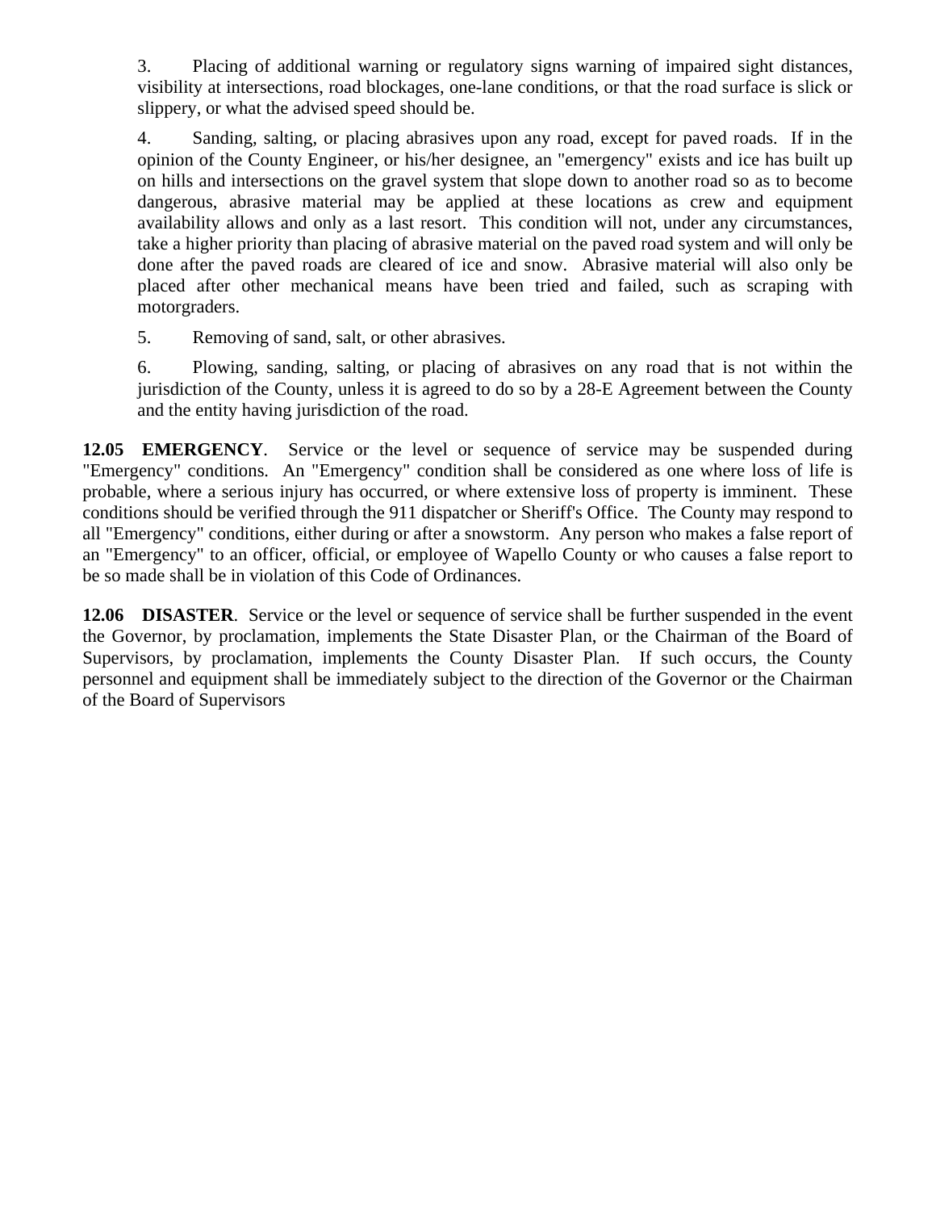3. Placing of additional warning or regulatory signs warning of impaired sight distances, visibility at intersections, road blockages, one-lane conditions, or that the road surface is slick or slippery, or what the advised speed should be.

4. Sanding, salting, or placing abrasives upon any road, except for paved roads. If in the opinion of the County Engineer, or his/her designee, an "emergency" exists and ice has built up on hills and intersections on the gravel system that slope down to another road so as to become dangerous, abrasive material may be applied at these locations as crew and equipment availability allows and only as a last resort. This condition will not, under any circumstances, take a higher priority than placing of abrasive material on the paved road system and will only be done after the paved roads are cleared of ice and snow. Abrasive material will also only be placed after other mechanical means have been tried and failed, such as scraping with motorgraders.

5. Removing of sand, salt, or other abrasives.

6. Plowing, sanding, salting, or placing of abrasives on any road that is not within the jurisdiction of the County, unless it is agreed to do so by a 28-E Agreement between the County and the entity having jurisdiction of the road.

**12.05 EMERGENCY**. Service or the level or sequence of service may be suspended during "Emergency" conditions. An "Emergency" condition shall be considered as one where loss of life is probable, where a serious injury has occurred, or where extensive loss of property is imminent. These conditions should be verified through the 911 dispatcher or Sheriff's Office. The County may respond to all "Emergency" conditions, either during or after a snowstorm. Any person who makes a false report of an "Emergency" to an officer, official, or employee of Wapello County or who causes a false report to be so made shall be in violation of this Code of Ordinances.

**12.06 DISASTER**. Service or the level or sequence of service shall be further suspended in the event the Governor, by proclamation, implements the State Disaster Plan, or the Chairman of the Board of Supervisors, by proclamation, implements the County Disaster Plan. If such occurs, the County personnel and equipment shall be immediately subject to the direction of the Governor or the Chairman of the Board of Supervisors